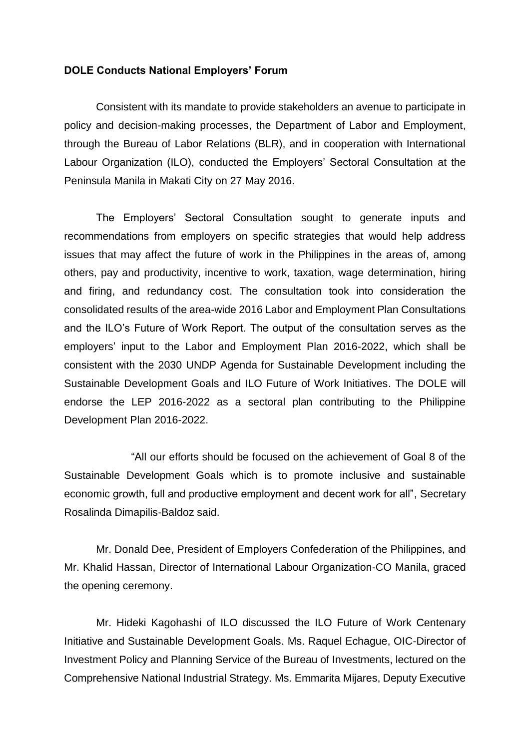**DOLE Conducts National Employers' Forum**

Consistent with its mandate to provide stakeholders an avenue to participate in policy and decision-making processes, the Department of Labor and Employment, through the Bureau of Labor Relations (BLR), and in cooperation with International Labour Organization (ILO), conducted the Employers' Sectoral Consultation at the Peninsula Manila in Makati City on 27 May 2016.

The Employers' Sectoral Consultation sought to generate inputs and recommendations from employers on specific strategies that would help address issues that may affect the future of work in the Philippines in the areas of, among others, pay and productivity, incentive to work, taxation, wage determination, hiring and firing, and redundancy cost. The consultation took into consideration the consolidated results of the area-wide 2016 Labor and Employment Plan Consultations and the ILO's Future of Work Report. The output of the consultation serves as the employers' input to the Labor and Employment Plan 2016-2022, which shall be consistent with the 2030 UNDP Agenda for Sustainable Development including the Sustainable Development Goals and ILO Future of Work Initiatives. The DOLE will endorse the LEP 2016-2022 as a sectoral plan contributing to the Philippine Development Plan 2016-2022.

"All our efforts should be focused on the achievement of Goal 8 of the Sustainable Development Goals which is to promote inclusive and sustainable economic growth, full and productive employment and decent work for all", Secretary Rosalinda Dimapilis-Baldoz said.

Mr. Donald Dee, President of Employers Confederation of the Philippines, and Mr. Khalid Hassan, Director of International Labour Organization-CO Manila, graced the opening ceremony.

Mr. Hideki Kagohashi of ILO discussed the ILO Future of Work Centenary Initiative and Sustainable Development Goals. Ms. Raquel Echague, OIC-Director of Investment Policy and Planning Service of the Bureau of Investments, lectured on the Comprehensive National Industrial Strategy. Ms. Emmarita Mijares, Deputy Executive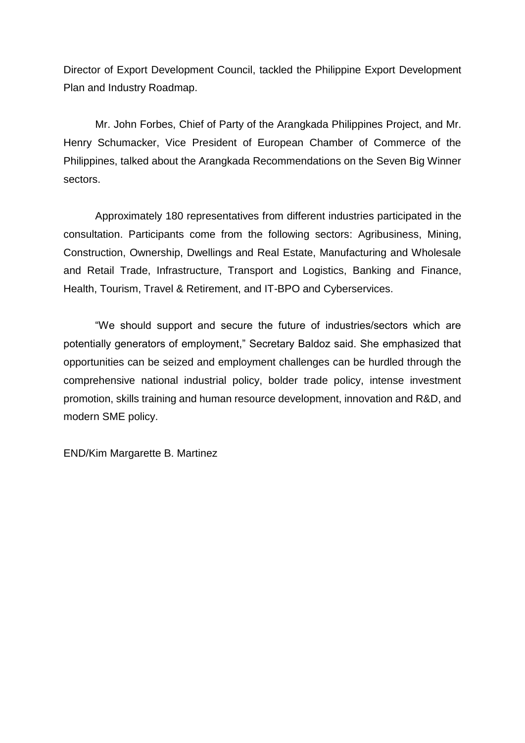Director of Export Development Council, tackled the Philippine Export Development Plan and Industry Roadmap.

Mr. John Forbes, Chief of Party of the Arangkada Philippines Project, and Mr. Henry Schumacker, Vice President of European Chamber of Commerce of the Philippines, talked about the Arangkada Recommendations on the Seven Big Winner sectors.

Approximately 180 representatives from different industries participated in the consultation. Participants come from the following sectors: Agribusiness, Mining, Construction, Ownership, Dwellings and Real Estate, Manufacturing and Wholesale and Retail Trade, Infrastructure, Transport and Logistics, Banking and Finance, Health, Tourism, Travel & Retirement, and IT-BPO and Cyberservices.

"We should support and secure the future of industries/sectors which are potentially generators of employment," Secretary Baldoz said. She emphasized that opportunities can be seized and employment challenges can be hurdled through the comprehensive national industrial policy, bolder trade policy, intense investment promotion, skills training and human resource development, innovation and R&D, and modern SME policy.

END/Kim Margarette B. Martinez